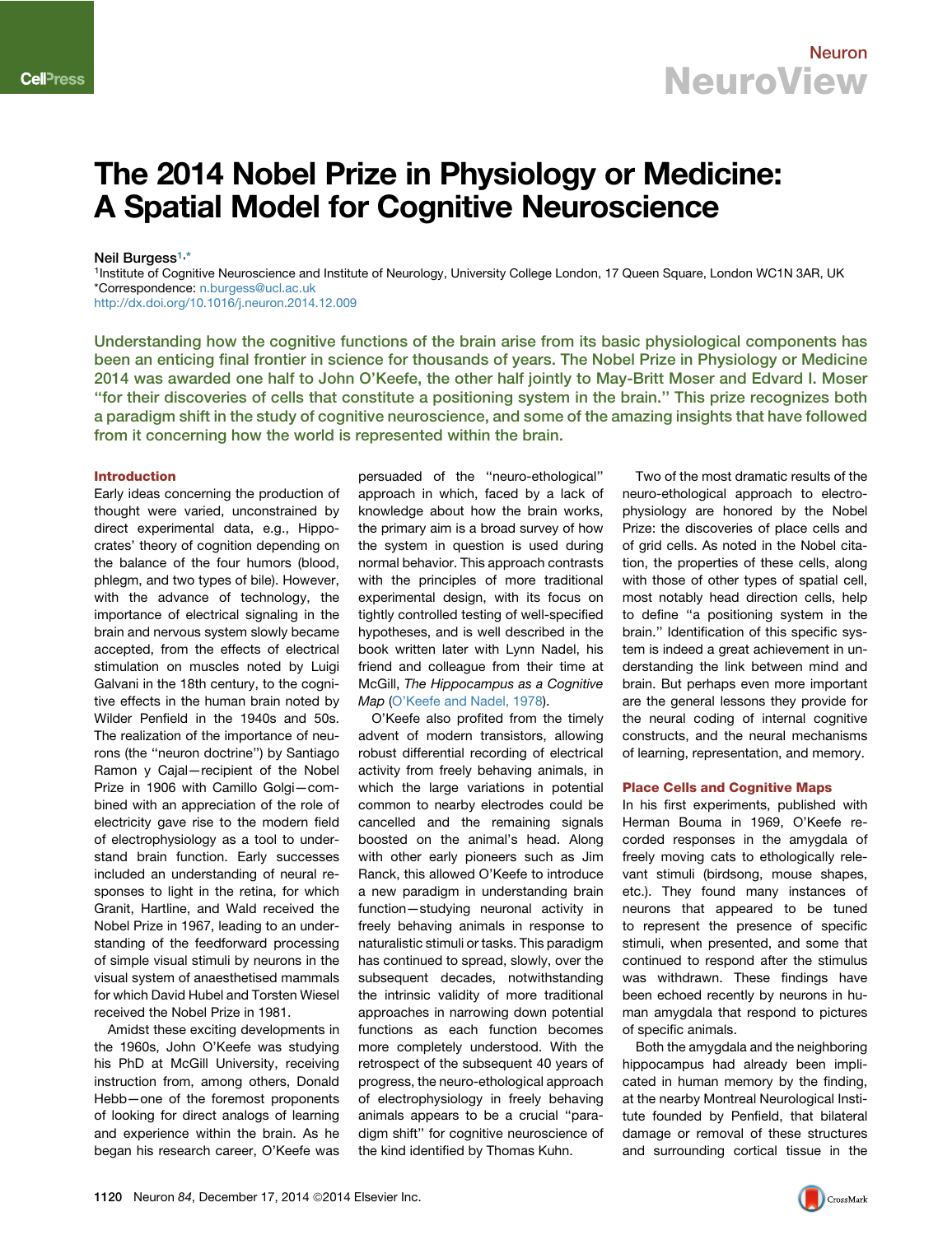# The 2014 Nobel Prize in Physiology or Medicine: A Spatial Model for Cognitive Neuroscience

Neil Burgess[1,*]

[1]Institute of Cognitive Neuroscience and Institute of Neurology, University College London, 17 Queen Square, London WC1N 3AR, UK
*Correspondence: n.burgess@ucl.ac.uk
http://dx.doi.org/10.1016/j.neuron.2014.12.009

**Understanding how the cognitive functions of the brain arise from its basic physiological components has been an enticing final frontier in science for thousands of years. The Nobel Prize in Physiology or Medicine 2014 was awarded one half to John O'Keefe, the other half jointly to May-Britt Moser and Edvard I. Moser "for their discoveries of cells that constitute a positioning system in the brain." This prize recognizes both a paradigm shift in the study of cognitive neuroscience, and some of the amazing insights that have followed from it concerning how the world is represented within the brain.**

## Introduction

Early ideas concerning the production of thought were varied, unconstrained by direct experimental data, e.g., Hippocrates' theory of cognition depending on the balance of the four humors (blood, phlegm, and two types of bile). However, with the advance of technology, the importance of electrical signaling in the brain and nervous system slowly became accepted, from the effects of electrical stimulation on muscles noted by Luigi Galvani in the 18th century, to the cognitive effects in the human brain noted by Wilder Penfield in the 1940s and 50s. The realization of the importance of neurons (the "neuron doctrine") by Santiago Ramon y Cajal—recipient of the Nobel Prize in 1906 with Camillo Golgi—combined with an appreciation of the role of electricity gave rise to the modern field of electrophysiology as a tool to understand brain function. Early successes included an understanding of neural responses to light in the retina, for which Granit, Hartline, and Wald received the Nobel Prize in 1967, leading to an understanding of the feedforward processing of simple visual stimuli by neurons in the visual system of anaesthetised mammals for which David Hubel and Torsten Wiesel received the Nobel Prize in 1981.

Amidst these exciting developments in the 1960s, John O'Keefe was studying his PhD at McGill University, receiving instruction from, among others, Donald Hebb—one of the foremost proponents of looking for direct analogs of learning and experience within the brain. As he began his research career, O'Keefe was persuaded of the "neuro-ethological" approach in which, faced by a lack of knowledge about how the brain works, the primary aim is a broad survey of how the system in question is used during normal behavior. This approach contrasts with the principles of more traditional experimental design, with its focus on tightly controlled testing of well-specified hypotheses, and is well described in the book written later with Lynn Nadel, his friend and colleague from their time at McGill, *The Hippocampus as a Cognitive Map* (O'Keefe and Nadel, 1978).

O'Keefe also profited from the timely advent of modern transistors, allowing robust differential recording of electrical activity from freely behaving animals, in which the large variations in potential common to nearby electrodes could be cancelled and the remaining signals boosted on the animal's head. Along with other early pioneers such as Jim Ranck, this allowed O'Keefe to introduce a new paradigm in understanding brain function—studying neuronal activity in freely behaving animals in response to naturalistic stimuli or tasks. This paradigm has continued to spread, slowly, over the subsequent decades, notwithstanding the intrinsic validity of more traditional approaches in narrowing down potential functions as each function becomes more completely understood. With the retrospect of the subsequent 40 years of progress, the neuro-ethological approach of electrophysiology in freely behaving animals appears to be a crucial "paradigm shift" for cognitive neuroscience of the kind identified by Thomas Kuhn.

Two of the most dramatic results of the neuro-ethological approach to electrophysiology are honored by the Nobel Prize: the discoveries of place cells and of grid cells. As noted in the Nobel citation, the properties of these cells, along with those of other types of spatial cell, most notably head direction cells, help to define "a positioning system in the brain." Identification of this specific system is indeed a great achievement in understanding the link between mind and brain. But perhaps even more important are the general lessons they provide for the neural coding of internal cognitive constructs, and the neural mechanisms of learning, representation, and memory.

## Place Cells and Cognitive Maps

In his first experiments, published with Herman Bouma in 1969, O'Keefe recorded responses in the amygdala of freely moving cats to ethologically relevant stimuli (birdsong, mouse shapes, etc.). They found many instances of neurons that appeared to be tuned to represent the presence of specific stimuli, when presented, and some that continued to respond after the stimulus was withdrawn. These findings have been echoed recently by neurons in human amygdala that respond to pictures of specific animals.

Both the amygdala and the neighboring hippocampus had already been implicated in human memory by the finding, at the nearby Montreal Neurological Institute founded by Penfield, that bilateral damage or removal of these structures and surrounding cortical tissue in the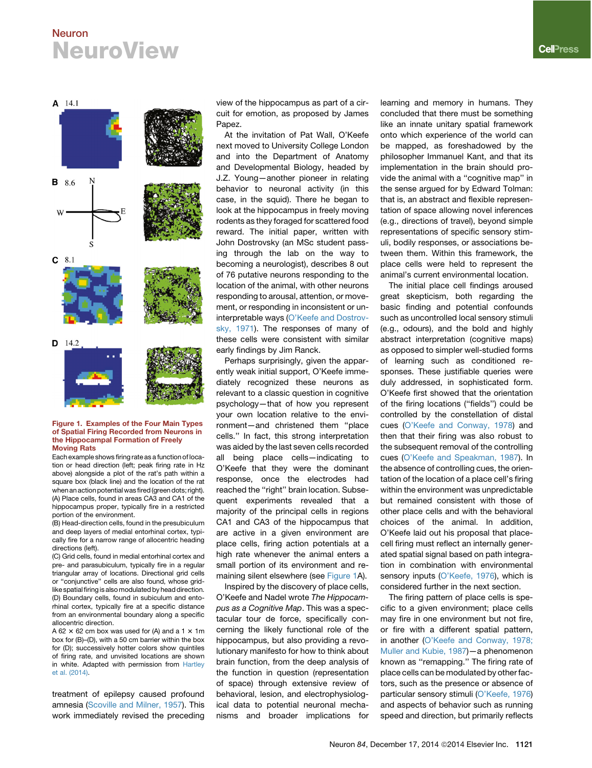**Figure 1. Examples of the Four Main Types of Spatial Firing Recorded from Neurons in the Hippocampal Formation of Freely Moving Rats**

Each example shows firing rate as a function of location or head direction (left; peak firing rate in Hz above) alongside a plot of the rat's path within a square box (black line) and the location of the rat when an action potential was fired (green dots; right).

(A) Place cells, found in areas CA3 and CA1 of the hippocampus proper, typically fire in a restricted portion of the environment.

(B) Head-direction cells, found in the presubiculum and deep layers of medial entorhinal cortex, typically fire for a narrow range of allocentric heading directions (left).

(C) Grid cells, found in medial entorhinal cortex and pre- and parasubiculum, typically fire in a regular triangular array of locations. Directional grid cells or "conjunctive" cells are also found, whose grid-like spatial firing is also modulated by head direction.

(D) Boundary cells, found in subiculum and entorhinal cortex, typically fire at a specific distance from an environmental boundary along a specific allocentric direction.

A 62 × 62 cm box was used for (A) and a 1 × 1m box for (B)–(D), with a 50 cm barrier within the box for (D); successively hotter colors show quintiles of firing rate, and unvisited locations are shown in white. Adapted with permission from Hartley et al. (2014).

treatment of epilepsy caused profound amnesia (Scoville and Milner, 1957). This work immediately revised the preceding view of the hippocampus as part of a circuit for emotion, as proposed by James Papez.

At the invitation of Pat Wall, O'Keefe next moved to University College London and into the Department of Anatomy and Developmental Biology, headed by J.Z. Young—another pioneer in relating behavior to neuronal activity (in this case, in the squid). There he began to look at the hippocampus in freely moving rodents as they foraged for scattered food reward. The initial paper, written with John Dostrovsky (an MSc student passing through the lab on the way to becoming a neurologist), describes 8 out of 76 putative neurons responding to the location of the animal, with other neurons responding to arousal, attention, or movement, or responding in inconsistent or uninterpretable ways (O'Keefe and Dostrovsky, 1971). The responses of many of these cells were consistent with similar early findings by Jim Ranck.

Perhaps surprisingly, given the apparently weak initial support, O'Keefe immediately recognized these neurons as relevant to a classic question in cognitive psychology—that of how you represent your own location relative to the environment—and christened them "place cells." In fact, this strong interpretation was aided by the last seven cells recorded all being place cells—indicating to O'Keefe that they were the dominant response, once the electrodes had reached the "right" brain location. Subsequent experiments revealed that a majority of the principal cells in regions CA1 and CA3 of the hippocampus that are active in a given environment are place cells, firing action potentials at a high rate whenever the animal enters a small portion of its environment and remaining silent elsewhere (see Figure 1A).

Inspired by the discovery of place cells, O'Keefe and Nadel wrote *The Hippocampus as a Cognitive Map*. This was a spectacular tour de force, specifically concerning the likely functional role of the hippocampus, but also providing a revolutionary manifesto for how to think about brain function, from the deep analysis of the function in question (representation of space) through extensive review of behavioral, lesion, and electrophysiological data to potential neuronal mechanisms and broader implications for learning and memory in humans. They concluded that there must be something like an innate unitary spatial framework onto which experience of the world can be mapped, as foreshadowed by the philosopher Immanuel Kant, and that its implementation in the brain should provide the animal with a "cognitive map" in the sense argued for by Edward Tolman: that is, an abstract and flexible representation of space allowing novel inferences (e.g., directions of travel), beyond simple representations of specific sensory stimuli, bodily responses, or associations between them. Within this framework, the place cells were held to represent the animal's current environmental location.

The initial place cell findings aroused great skepticism, both regarding the basic finding and potential confounds such as uncontrolled local sensory stimuli (e.g., odours), and the bold and highly abstract interpretation (cognitive maps) as opposed to simpler well-studied forms of learning such as conditioned responses. These justifiable queries were duly addressed, in sophisticated form. O'Keefe first showed that the orientation of the firing locations ("fields") could be controlled by the constellation of distal cues (O'Keefe and Conway, 1978) and then that their firing was also robust to the subsequent removal of the controlling cues (O'Keefe and Speakman, 1987). In the absence of controlling cues, the orientation of the location of a place cell's firing within the environment was unpredictable but remained consistent with those of other place cells and with the behavioral choices of the animal. In addition, O'Keefe laid out his proposal that place-cell firing must reflect an internally generated spatial signal based on path integration in combination with environmental sensory inputs (O'Keefe, 1976), which is considered further in the next section.

The firing pattern of place cells is specific to a given environment; place cells may fire in one environment but not fire, or fire with a different spatial pattern, in another (O'Keefe and Conway, 1978; Muller and Kubie, 1987)—a phenomenon known as "remapping." The firing rate of place cells can be modulated by other factors, such as the presence or absence of particular sensory stimuli (O'Keefe, 1976) and aspects of behavior such as running speed and direction, but primarily reflects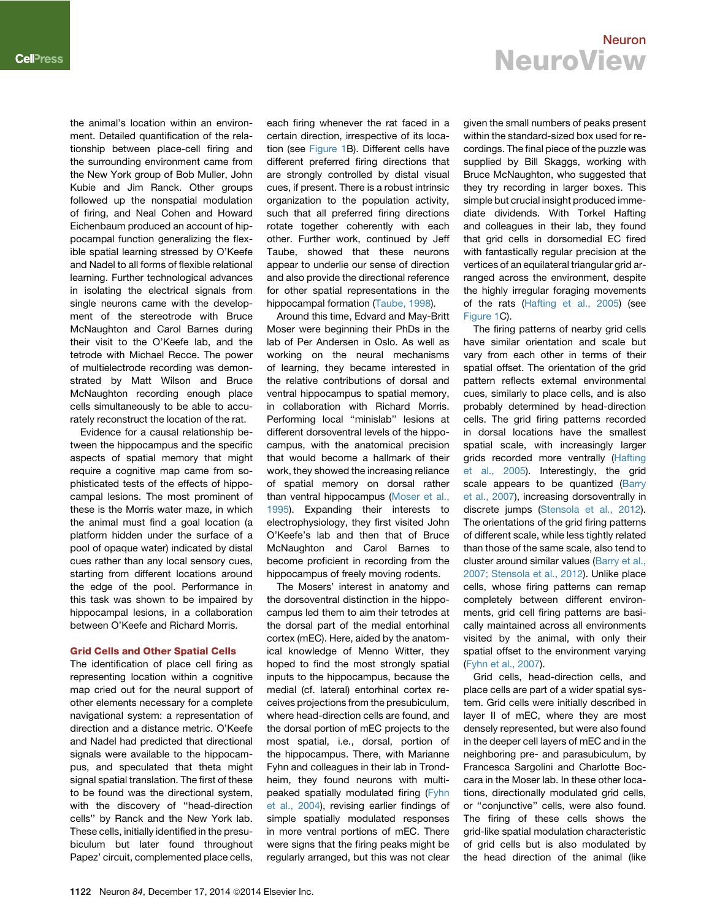the animal's location within an environment. Detailed quantification of the relationship between place-cell firing and the surrounding environment came from the New York group of Bob Muller, John Kubie and Jim Ranck. Other groups followed up the nonspatial modulation of firing, and Neal Cohen and Howard Eichenbaum produced an account of hippocampal function generalizing the flexible spatial learning stressed by O'Keefe and Nadel to all forms of flexible relational learning. Further technological advances in isolating the electrical signals from single neurons came with the development of the stereotrode with Bruce McNaughton and Carol Barnes during their visit to the O'Keefe lab, and the tetrode with Michael Recce. The power of multielectrode recording was demonstrated by Matt Wilson and Bruce McNaughton recording enough place cells simultaneously to be able to accurately reconstruct the location of the rat.

Evidence for a causal relationship between the hippocampus and the specific aspects of spatial memory that might require a cognitive map came from sophisticated tests of the effects of hippocampal lesions. The most prominent of these is the Morris water maze, in which the animal must find a goal location (a platform hidden under the surface of a pool of opaque water) indicated by distal cues rather than any local sensory cues, starting from different locations around the edge of the pool. Performance in this task was shown to be impaired by hippocampal lesions, in a collaboration between O'Keefe and Richard Morris.

## Grid Cells and Other Spatial Cells

The identification of place cell firing as representing location within a cognitive map cried out for the neural support of other elements necessary for a complete navigational system: a representation of direction and a distance metric. O'Keefe and Nadel had predicted that directional signals were available to the hippocampus, and speculated that theta might signal spatial translation. The first of these to be found was the directional system, with the discovery of "head-direction cells" by Ranck and the New York lab. These cells, initially identified in the presubiculum but later found throughout Papez' circuit, complemented place cells, each firing whenever the rat faced in a certain direction, irrespective of its location (see Figure 1B). Different cells have different preferred firing directions that are strongly controlled by distal visual cues, if present. There is a robust intrinsic organization to the population activity, such that all preferred firing directions rotate together coherently with each other. Further work, continued by Jeff Taube, showed that these neurons appear to underlie our sense of direction and also provide the directional reference for other spatial representations in the hippocampal formation (Taube, 1998).

Around this time, Edvard and May-Britt Moser were beginning their PhDs in the lab of Per Andersen in Oslo. As well as working on the neural mechanisms of learning, they became interested in the relative contributions of dorsal and ventral hippocampus to spatial memory, in collaboration with Richard Morris. Performing local "minislab" lesions at different dorsoventral levels of the hippocampus, with the anatomical precision that would become a hallmark of their work, they showed the increasing reliance of spatial memory on dorsal rather than ventral hippocampus (Moser et al., 1995). Expanding their interests to electrophysiology, they first visited John O'Keefe's lab and then that of Bruce McNaughton and Carol Barnes to become proficient in recording from the hippocampus of freely moving rodents.

The Mosers' interest in anatomy and the dorsoventral distinction in the hippocampus led them to aim their tetrodes at the dorsal part of the medial entorhinal cortex (mEC). Here, aided by the anatomical knowledge of Menno Witter, they hoped to find the most strongly spatial inputs to the hippocampus, because the medial (cf. lateral) entorhinal cortex receives projections from the presubiculum, where head-direction cells are found, and the dorsal portion of mEC projects to the most spatial, i.e., dorsal, portion of the hippocampus. There, with Marianne Fyhn and colleagues in their lab in Trondheim, they found neurons with multipeaked spatially modulated firing (Fyhn et al., 2004), revising earlier findings of simple spatially modulated responses in more ventral portions of mEC. There were signs that the firing peaks might be regularly arranged, but this was not clear given the small numbers of peaks present within the standard-sized box used for recordings. The final piece of the puzzle was supplied by Bill Skaggs, working with Bruce McNaughton, who suggested that they try recording in larger boxes. This simple but crucial insight produced immediate dividends. With Torkel Hafting and colleagues in their lab, they found that grid cells in dorsomedial EC fired with fantastically regular precision at the vertices of an equilateral triangular grid arranged across the environment, despite the highly irregular foraging movements of the rats (Hafting et al., 2005) (see Figure 1C).

The firing patterns of nearby grid cells have similar orientation and scale but vary from each other in terms of their spatial offset. The orientation of the grid pattern reflects external environmental cues, similarly to place cells, and is also probably determined by head-direction cells. The grid firing patterns recorded in dorsal locations have the smallest spatial scale, with increasingly larger grids recorded more ventrally (Hafting et al., 2005). Interestingly, the grid scale appears to be quantized (Barry et al., 2007), increasing dorsoventrally in discrete jumps (Stensola et al., 2012). The orientations of the grid firing patterns of different scale, while less tightly related than those of the same scale, also tend to cluster around similar values (Barry et al., 2007; Stensola et al., 2012). Unlike place cells, whose firing patterns can remap completely between different environments, grid cell firing patterns are basically maintained across all environments visited by the animal, with only their spatial offset to the environment varying (Fyhn et al., 2007).

Grid cells, head-direction cells, and place cells are part of a wider spatial system. Grid cells were initially described in layer II of mEC, where they are most densely represented, but were also found in the deeper cell layers of mEC and in the neighboring pre- and parasubiculum, by Francesca Sargolini and Charlotte Boccara in the Moser lab. In these other locations, directionally modulated grid cells, or "conjunctive" cells, were also found. The firing of these cells shows the grid-like spatial modulation characteristic of grid cells but is also modulated by the head direction of the animal (like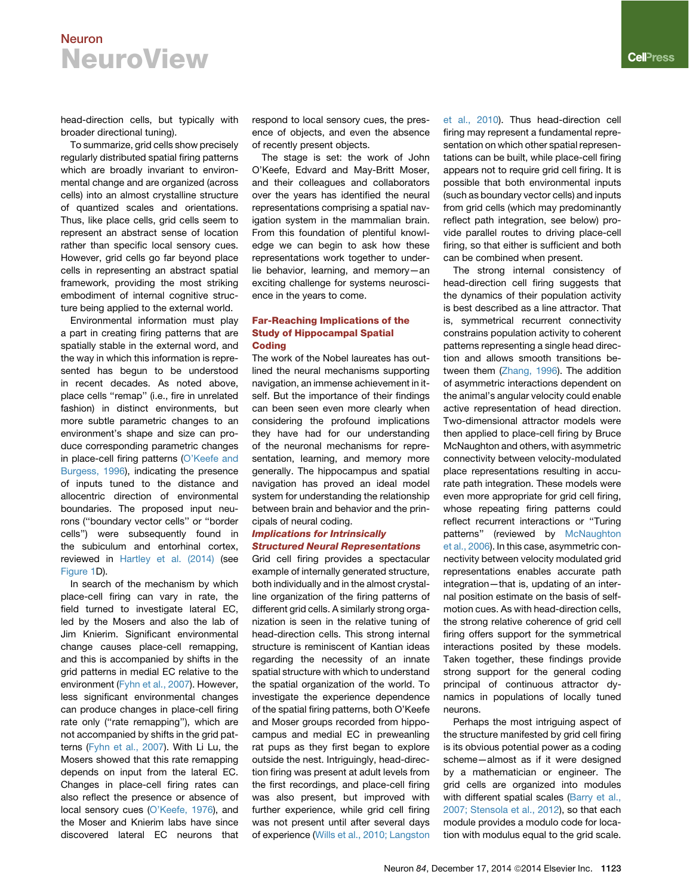head-direction cells, but typically with broader directional tuning).

To summarize, grid cells show precisely regularly distributed spatial firing patterns which are broadly invariant to environmental change and are organized (across cells) into an almost crystalline structure of quantized scales and orientations. Thus, like place cells, grid cells seem to represent an abstract sense of location rather than specific local sensory cues. However, grid cells go far beyond place cells in representing an abstract spatial framework, providing the most striking embodiment of internal cognitive structure being applied to the external world.

Environmental information must play a part in creating firing patterns that are spatially stable in the external word, and the way in which this information is represented has begun to be understood in recent decades. As noted above, place cells "remap" (i.e., fire in unrelated fashion) in distinct environments, but more subtle parametric changes to an environment's shape and size can produce corresponding parametric changes in place-cell firing patterns (O'Keefe and Burgess, 1996), indicating the presence of inputs tuned to the distance and allocentric direction of environmental boundaries. The proposed input neurons ("boundary vector cells" or "border cells") were subsequently found in the subiculum and entorhinal cortex, reviewed in Hartley et al. (2014) (see Figure 1D).

In search of the mechanism by which place-cell firing can vary in rate, the field turned to investigate lateral EC, led by the Mosers and also the lab of Jim Knierim. Significant environmental change causes place-cell remapping, and this is accompanied by shifts in the grid patterns in medial EC relative to the environment (Fyhn et al., 2007). However, less significant environmental changes can produce changes in place-cell firing rate only ("rate remapping"), which are not accompanied by shifts in the grid patterns (Fyhn et al., 2007). With Li Lu, the Mosers showed that this rate remapping depends on input from the lateral EC. Changes in place-cell firing rates can also reflect the presence or absence of local sensory cues (O'Keefe, 1976), and the Moser and Knierim labs have since discovered lateral EC neurons that respond to local sensory cues, the presence of objects, and even the absence of recently present objects.

The stage is set: the work of John O'Keefe, Edvard and May-Britt Moser, and their colleagues and collaborators over the years has identified the neural representations comprising a spatial navigation system in the mammalian brain. From this foundation of plentiful knowledge we can begin to ask how these representations work together to underlie behavior, learning, and memory—an exciting challenge for systems neuroscience in the years to come.

## Far-Reaching Implications of the Study of Hippocampal Spatial Coding

The work of the Nobel laureates has outlined the neural mechanisms supporting navigation, an immense achievement in itself. But the importance of their findings can been seen even more clearly when considering the profound implications they have had for our understanding of the neuronal mechanisms for representation, learning, and memory more generally. The hippocampus and spatial navigation has proved an ideal model system for understanding the relationship between brain and behavior and the principals of neural coding.

### *Implications for Intrinsically Structured Neural Representations*

Grid cell firing provides a spectacular example of internally generated structure, both individually and in the almost crystalline organization of the firing patterns of different grid cells. A similarly strong organization is seen in the relative tuning of head-direction cells. This strong internal structure is reminiscent of Kantian ideas regarding the necessity of an innate spatial structure with which to understand the spatial organization of the world. To investigate the experience dependence of the spatial firing patterns, both O'Keefe and Moser groups recorded from hippocampus and medial EC in preweanling rat pups as they first began to explore outside the nest. Intriguingly, head-direction firing was present at adult levels from the first recordings, and place-cell firing was also present, but improved with further experience, while grid cell firing was not present until after several days of experience (Wills et al., 2010; Langston et al., 2010). Thus head-direction cell firing may represent a fundamental representation on which other spatial representations can be built, while place-cell firing appears not to require grid cell firing. It is possible that both environmental inputs (such as boundary vector cells) and inputs from grid cells (which may predominantly reflect path integration, see below) provide parallel routes to driving place-cell firing, so that either is sufficient and both can be combined when present.

The strong internal consistency of head-direction cell firing suggests that the dynamics of their population activity is best described as a line attractor. That is, symmetrical recurrent connectivity constrains population activity to coherent patterns representing a single head direction and allows smooth transitions between them (Zhang, 1996). The addition of asymmetric interactions dependent on the animal's angular velocity could enable active representation of head direction. Two-dimensional attractor models were then applied to place-cell firing by Bruce McNaughton and others, with asymmetric connectivity between velocity-modulated place representations resulting in accurate path integration. These models were even more appropriate for grid cell firing, whose repeating firing patterns could reflect recurrent interactions or "Turing patterns" (reviewed by McNaughton et al., 2006). In this case, asymmetric connectivity between velocity modulated grid representations enables accurate path integration—that is, updating of an internal position estimate on the basis of self-motion cues. As with head-direction cells, the strong relative coherence of grid cell firing offers support for the symmetrical interactions posited by these models. Taken together, these findings provide strong support for the general coding principal of continuous attractor dynamics in populations of locally tuned neurons.

Perhaps the most intriguing aspect of the structure manifested by grid cell firing is its obvious potential power as a coding scheme—almost as if it were designed by a mathematician or engineer. The grid cells are organized into modules with different spatial scales (Barry et al., 2007; Stensola et al., 2012), so that each module provides a modulo code for location with modulus equal to the grid scale.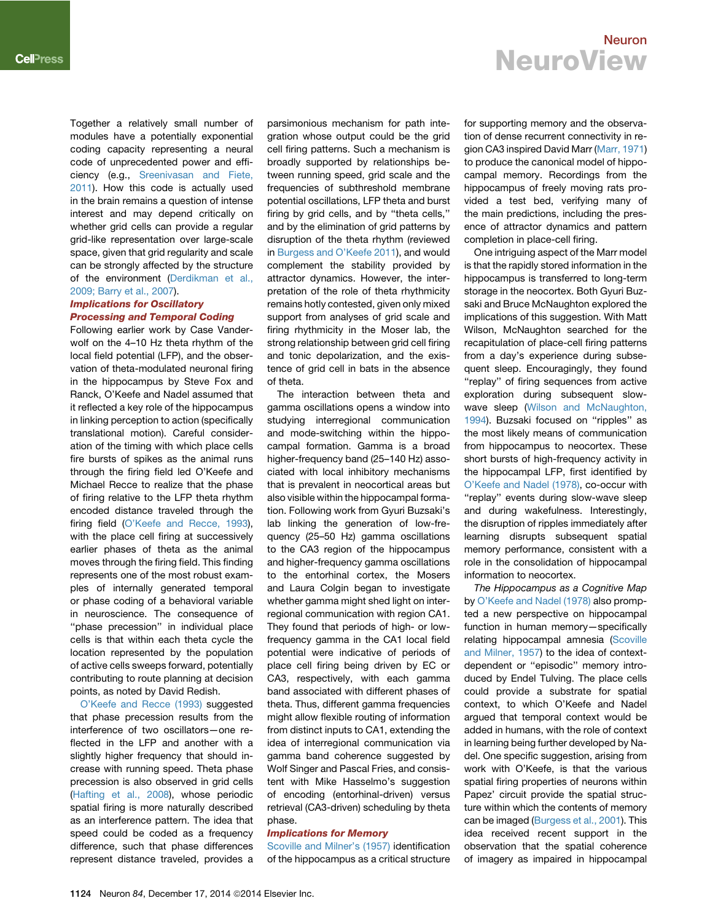Together a relatively small number of modules have a potentially exponential coding capacity representing a neural code of unprecedented power and efficiency (e.g., Sreenivasan and Fiete, 2011). How this code is actually used in the brain remains a question of intense interest and may depend critically on whether grid cells can provide a regular grid-like representation over large-scale space, given that grid regularity and scale can be strongly affected by the structure of the environment (Derdikman et al., 2009; Barry et al., 2007).

### Implications for Oscillatory Processing and Temporal Coding

Following earlier work by Case Vanderwolf on the 4–10 Hz theta rhythm of the local field potential (LFP), and the observation of theta-modulated neuronal firing in the hippocampus by Steve Fox and Ranck, O'Keefe and Nadel assumed that it reflected a key role of the hippocampus in linking perception to action (specifically translational motion). Careful consideration of the timing with which place cells fire bursts of spikes as the animal runs through the firing field led O'Keefe and Michael Recce to realize that the phase of firing relative to the LFP theta rhythm encoded distance traveled through the firing field (O'Keefe and Recce, 1993), with the place cell firing at successively earlier phases of theta as the animal moves through the firing field. This finding represents one of the most robust examples of internally generated temporal or phase coding of a behavioral variable in neuroscience. The consequence of "phase precession" in individual place cells is that within each theta cycle the location represented by the population of active cells sweeps forward, potentially contributing to route planning at decision points, as noted by David Redish.

O'Keefe and Recce (1993) suggested that phase precession results from the interference of two oscillators—one reflected in the LFP and another with a slightly higher frequency that should increase with running speed. Theta phase precession is also observed in grid cells (Hafting et al., 2008), whose periodic spatial firing is more naturally described as an interference pattern. The idea that speed could be coded as a frequency difference, such that phase differences represent distance traveled, provides a parsimonious mechanism for path integration whose output could be the grid cell firing patterns. Such a mechanism is broadly supported by relationships between running speed, grid scale and the frequencies of subthreshold membrane potential oscillations, LFP theta and burst firing by grid cells, and by "theta cells," and by the elimination of grid patterns by disruption of the theta rhythm (reviewed in Burgess and O'Keefe 2011), and would complement the stability provided by attractor dynamics. However, the interpretation of the role of theta rhythmicity remains hotly contested, given only mixed support from analyses of grid scale and firing rhythmicity in the Moser lab, the strong relationship between grid cell firing and tonic depolarization, and the existence of grid cell in bats in the absence of theta.

The interaction between theta and gamma oscillations opens a window into studying interregional communication and mode-switching within the hippocampal formation. Gamma is a broad higher-frequency band (25–140 Hz) associated with local inhibitory mechanisms that is prevalent in neocortical areas but also visible within the hippocampal formation. Following work from Gyuri Buzsaki's lab linking the generation of low-frequency (25–50 Hz) gamma oscillations to the CA3 region of the hippocampus and higher-frequency gamma oscillations to the entorhinal cortex, the Mosers and Laura Colgin began to investigate whether gamma might shed light on interregional communication with region CA1. They found that periods of high- or low-frequency gamma in the CA1 local field potential were indicative of periods of place cell firing being driven by EC or CA3, respectively, with each gamma band associated with different phases of theta. Thus, different gamma frequencies might allow flexible routing of information from distinct inputs to CA1, extending the idea of interregional communication via gamma band coherence suggested by Wolf Singer and Pascal Fries, and consistent with Mike Hasselmo's suggestion of encoding (entorhinal-driven) versus retrieval (CA3-driven) scheduling by theta phase.

### Implications for Memory

Scoville and Milner's (1957) identification of the hippocampus as a critical structure for supporting memory and the observation of dense recurrent connectivity in region CA3 inspired David Marr (Marr, 1971) to produce the canonical model of hippocampal memory. Recordings from the hippocampus of freely moving rats provided a test bed, verifying many of the main predictions, including the presence of attractor dynamics and pattern completion in place-cell firing.

One intriguing aspect of the Marr model is that the rapidly stored information in the hippocampus is transferred to long-term storage in the neocortex. Both Gyuri Buzsaki and Bruce McNaughton explored the implications of this suggestion. With Matt Wilson, McNaughton searched for the recapitulation of place-cell firing patterns from a day's experience during subsequent sleep. Encouragingly, they found "replay" of firing sequences from active exploration during subsequent slow-wave sleep (Wilson and McNaughton, 1994). Buzsaki focused on "ripples" as the most likely means of communication from hippocampus to neocortex. These short bursts of high-frequency activity in the hippocampal LFP, first identified by O'Keefe and Nadel (1978), co-occur with "replay" events during slow-wave sleep and during wakefulness. Interestingly, the disruption of ripples immediately after learning disrupts subsequent spatial memory performance, consistent with a role in the consolidation of hippocampal information to neocortex.

*The Hippocampus as a Cognitive Map* by O'Keefe and Nadel (1978) also prompted a new perspective on hippocampal function in human memory—specifically relating hippocampal amnesia (Scoville and Milner, 1957) to the idea of context-dependent or "episodic" memory introduced by Endel Tulving. The place cells could provide a substrate for spatial context, to which O'Keefe and Nadel argued that temporal context would be added in humans, with the role of context in learning being further developed by Nadel. One specific suggestion, arising from work with O'Keefe, is that the various spatial firing properties of neurons within Papez' circuit provide the spatial structure within which the contents of memory can be imaged (Burgess et al., 2001). This idea received recent support in the observation that the spatial coherence of imagery as impaired in hippocampal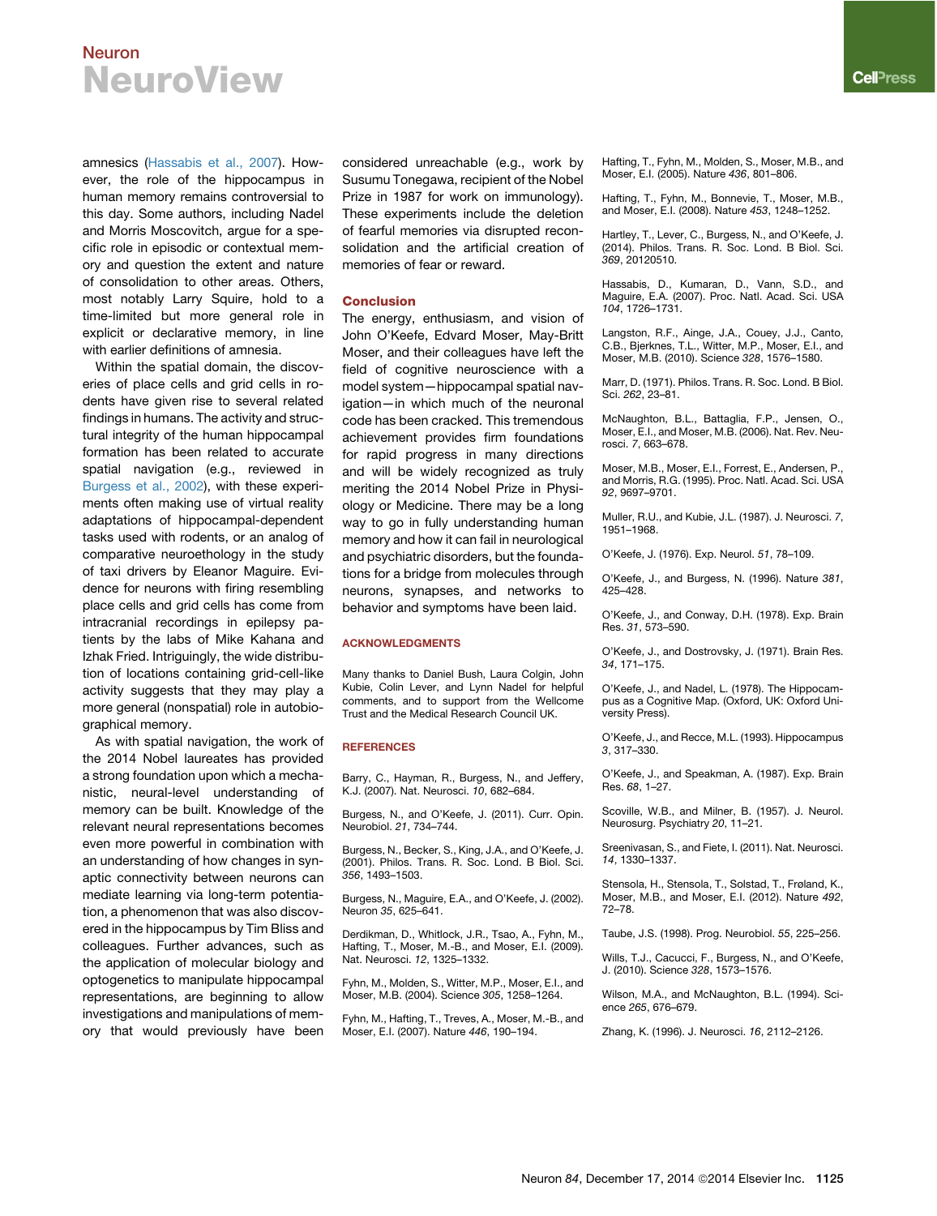amnesics (Hassabis et al., 2007). However, the role of the hippocampus in human memory remains controversial to this day. Some authors, including Nadel and Morris Moscovitch, argue for a specific role in episodic or contextual memory and question the extent and nature of consolidation to other areas. Others, most notably Larry Squire, hold to a time-limited but more general role in explicit or declarative memory, in line with earlier definitions of amnesia.

Within the spatial domain, the discoveries of place cells and grid cells in rodents have given rise to several related findings in humans. The activity and structural integrity of the human hippocampal formation has been related to accurate spatial navigation (e.g., reviewed in Burgess et al., 2002), with these experiments often making use of virtual reality adaptations of hippocampal-dependent tasks used with rodents, or an analog of comparative neuroethology in the study of taxi drivers by Eleanor Maguire. Evidence for neurons with firing resembling place cells and grid cells has come from intracranial recordings in epilepsy patients by the labs of Mike Kahana and Izhak Fried. Intriguingly, the wide distribution of locations containing grid-cell-like activity suggests that they may play a more general (nonspatial) role in autobiographical memory.

As with spatial navigation, the work of the 2014 Nobel laureates has provided a strong foundation upon which a mechanistic, neural-level understanding of memory can be built. Knowledge of the relevant neural representations becomes even more powerful in combination with an understanding of how changes in synaptic connectivity between neurons can mediate learning via long-term potentiation, a phenomenon that was also discovered in the hippocampus by Tim Bliss and colleagues. Further advances, such as the application of molecular biology and optogenetics to manipulate hippocampal representations, are beginning to allow investigations and manipulations of memory that would previously have been considered unreachable (e.g., work by Susumu Tonegawa, recipient of the Nobel Prize in 1987 for work on immunology). These experiments include the deletion of fearful memories via disrupted reconsolidation and the artificial creation of memories of fear or reward.

## Conclusion

The energy, enthusiasm, and vision of John O'Keefe, Edvard Moser, May-Britt Moser, and their colleagues have left the field of cognitive neuroscience with a model system—hippocampal spatial navigation—in which much of the neuronal code has been cracked. This tremendous achievement provides firm foundations for rapid progress in many directions and will be widely recognized as truly meriting the 2014 Nobel Prize in Physiology or Medicine. There may be a long way to go in fully understanding human memory and how it can fail in neurological and psychiatric disorders, but the foundations for a bridge from molecules through neurons, synapses, and networks to behavior and symptoms have been laid.

### ACKNOWLEDGMENTS

Many thanks to Daniel Bush, Laura Colgin, John Kubie, Colin Lever, and Lynn Nadel for helpful comments, and to support from the Wellcome Trust and the Medical Research Council UK.

### REFERENCES

Barry, C., Hayman, R., Burgess, N., and Jeffery, K.J. (2007). Nat. Neurosci. *10*, 682–684.

Burgess, N., and O'Keefe, J. (2011). Curr. Opin. Neurobiol. *21*, 734–744.

Burgess, N., Becker, S., King, J.A., and O'Keefe, J. (2001). Philos. Trans. R. Soc. Lond. B Biol. Sci. *356*, 1493–1503.

Burgess, N., Maguire, E.A., and O'Keefe, J. (2002). Neuron *35*, 625–641.

Derdikman, D., Whitlock, J.R., Tsao, A., Fyhn, M., Hafting, T., Moser, M.-B., and Moser, E.I. (2009). Nat. Neurosci. *12*, 1325–1332.

Fyhn, M., Molden, S., Witter, M.P., Moser, E.I., and Moser, M.B. (2004). Science *305*, 1258–1264.

Fyhn, M., Hafting, T., Treves, A., Moser, M.-B., and Moser, E.I. (2007). Nature *446*, 190–194.

Hafting, T., Fyhn, M., Molden, S., Moser, M.B., and Moser, E.I. (2005). Nature *436*, 801–806.

Hafting, T., Fyhn, M., Bonnevie, T., Moser, M.B., and Moser, E.I. (2008). Nature *453*, 1248–1252.

Hartley, T., Lever, C., Burgess, N., and O'Keefe, J. (2014). Philos. Trans. R. Soc. Lond. B Biol. Sci. *369*, 20120510.

Hassabis, D., Kumaran, D., Vann, S.D., and Maguire, E.A. (2007). Proc. Natl. Acad. Sci. USA *104*, 1726–1731.

Langston, R.F., Ainge, J.A., Couey, J.J., Canto, C.B., Bjerknes, T.L., Witter, M.P., Moser, E.I., and Moser, M.B. (2010). Science *328*, 1576–1580.

Marr, D. (1971). Philos. Trans. R. Soc. Lond. B Biol. Sci. *262*, 23–81.

McNaughton, B.L., Battaglia, F.P., Jensen, O., Moser, E.I., and Moser, M.B. (2006). Nat. Rev. Neurosci. *7*, 663–678.

Moser, M.B., Moser, E.I., Forrest, E., Andersen, P., and Morris, R.G. (1995). Proc. Natl. Acad. Sci. USA *92*, 9697–9701.

Muller, R.U., and Kubie, J.L. (1987). J. Neurosci. *7*, 1951–1968.

O'Keefe, J. (1976). Exp. Neurol. *51*, 78–109.

O'Keefe, J., and Burgess, N. (1996). Nature *381*, 425–428.

O'Keefe, J., and Conway, D.H. (1978). Exp. Brain Res. *31*, 573–590.

O'Keefe, J., and Dostrovsky, J. (1971). Brain Res. *34*, 171–175.

O'Keefe, J., and Nadel, L. (1978). The Hippocampus as a Cognitive Map. (Oxford, UK: Oxford University Press).

O'Keefe, J., and Recce, M.L. (1993). Hippocampus *3*, 317–330.

O'Keefe, J., and Speakman, A. (1987). Exp. Brain Res. *68*, 1–27.

Scoville, W.B., and Milner, B. (1957). J. Neurol. Neurosurg. Psychiatry *20*, 11–21.

Sreenivasan, S., and Fiete, I. (2011). Nat. Neurosci. *14*, 1330–1337.

Stensola, H., Stensola, T., Solstad, T., Frøland, K., Moser, M.B., and Moser, E.I. (2012). Nature *492*, 72–78.

Taube, J.S. (1998). Prog. Neurobiol. *55*, 225–256.

Wills, T.J., Cacucci, F., Burgess, N., and O'Keefe, J. (2010). Science *328*, 1573–1576.

Wilson, M.A., and McNaughton, B.L. (1994). Science *265*, 676–679.

Zhang, K. (1996). J. Neurosci. *16*, 2112–2126.